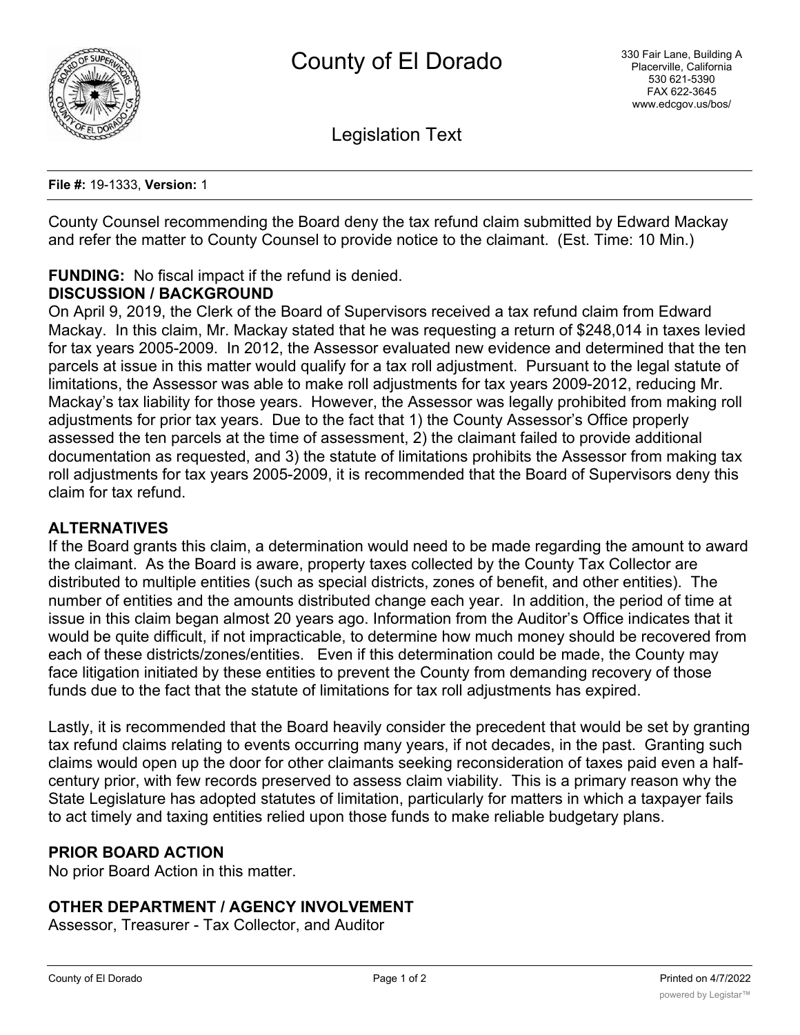# County of El Dorado

330 Fair Lane, Building A
Placerville, California
530 621-5390
FAX 622-3645
www.edcgov.us/bos/

## Legislation Text

**File #:** 19-1333, **Version:** 1

County Counsel recommending the Board deny the tax refund claim submitted by Edward Mackay and refer the matter to County Counsel to provide notice to the claimant. (Est. Time: 10 Min.)

**FUNDING:** No fiscal impact if the refund is denied.

**DISCUSSION / BACKGROUND**

On April 9, 2019, the Clerk of the Board of Supervisors received a tax refund claim from Edward Mackay. In this claim, Mr. Mackay stated that he was requesting a return of $248,014 in taxes levied for tax years 2005-2009. In 2012, the Assessor evaluated new evidence and determined that the ten parcels at issue in this matter would qualify for a tax roll adjustment. Pursuant to the legal statute of limitations, the Assessor was able to make roll adjustments for tax years 2009-2012, reducing Mr. Mackay's tax liability for those years. However, the Assessor was legally prohibited from making roll adjustments for prior tax years. Due to the fact that 1) the County Assessor's Office properly assessed the ten parcels at the time of assessment, 2) the claimant failed to provide additional documentation as requested, and 3) the statute of limitations prohibits the Assessor from making tax roll adjustments for tax years 2005-2009, it is recommended that the Board of Supervisors deny this claim for tax refund.

**ALTERNATIVES**

If the Board grants this claim, a determination would need to be made regarding the amount to award the claimant. As the Board is aware, property taxes collected by the County Tax Collector are distributed to multiple entities (such as special districts, zones of benefit, and other entities). The number of entities and the amounts distributed change each year. In addition, the period of time at issue in this claim began almost 20 years ago. Information from the Auditor's Office indicates that it would be quite difficult, if not impracticable, to determine how much money should be recovered from each of these districts/zones/entities. Even if this determination could be made, the County may face litigation initiated by these entities to prevent the County from demanding recovery of those funds due to the fact that the statute of limitations for tax roll adjustments has expired.

Lastly, it is recommended that the Board heavily consider the precedent that would be set by granting tax refund claims relating to events occurring many years, if not decades, in the past. Granting such claims would open up the door for other claimants seeking reconsideration of taxes paid even a half-century prior, with few records preserved to assess claim viability. This is a primary reason why the State Legislature has adopted statutes of limitation, particularly for matters in which a taxpayer fails to act timely and taxing entities relied upon those funds to make reliable budgetary plans.

**PRIOR BOARD ACTION**

No prior Board Action in this matter.

**OTHER DEPARTMENT / AGENCY INVOLVEMENT**

Assessor, Treasurer - Tax Collector, and Auditor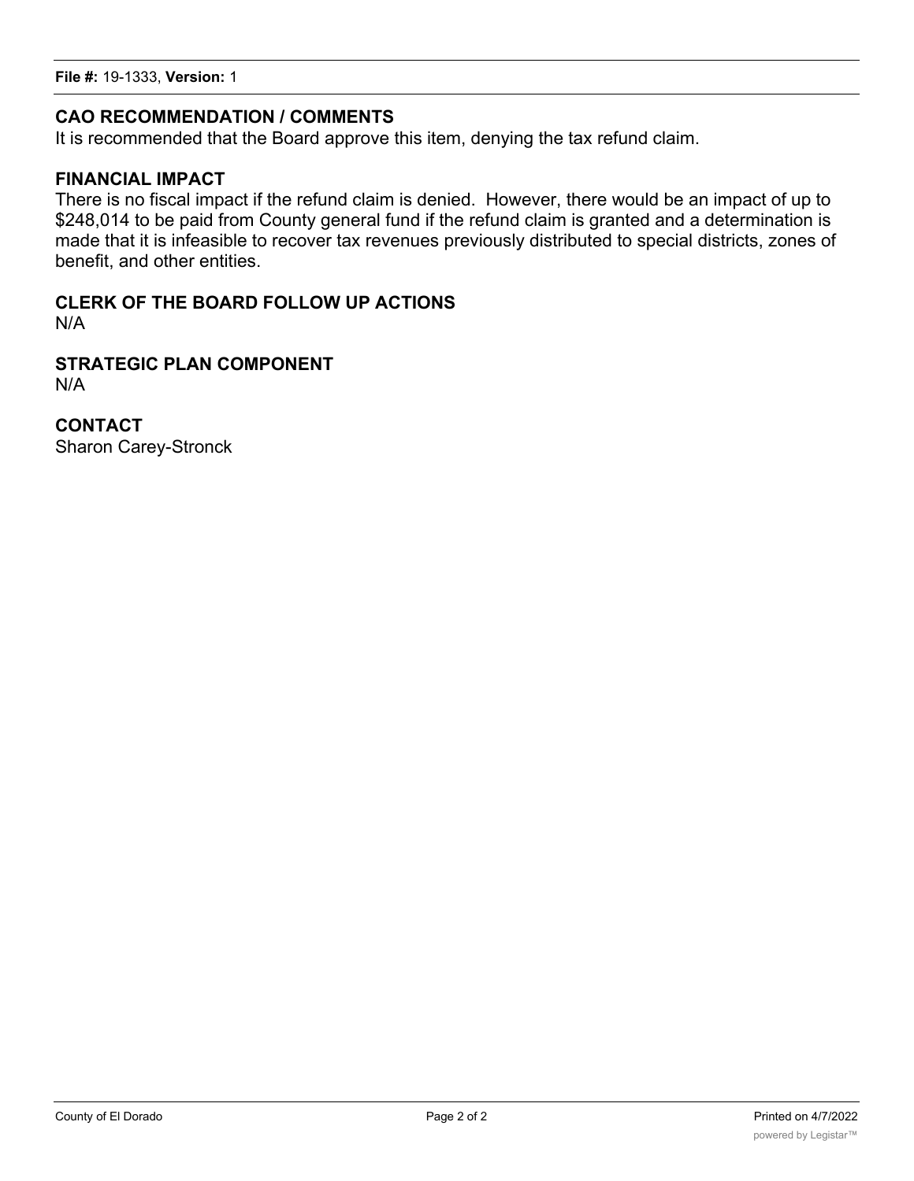## CAO RECOMMENDATION / COMMENTS

It is recommended that the Board approve this item, denying the tax refund claim.

## FINANCIAL IMPACT

There is no fiscal impact if the refund claim is denied. However, there would be an impact of up to $248,014 to be paid from County general fund if the refund claim is granted and a determination is made that it is infeasible to recover tax revenues previously distributed to special districts, zones of benefit, and other entities.

## CLERK OF THE BOARD FOLLOW UP ACTIONS

N/A

## STRATEGIC PLAN COMPONENT

N/A

## CONTACT

Sharon Carey-Stronck